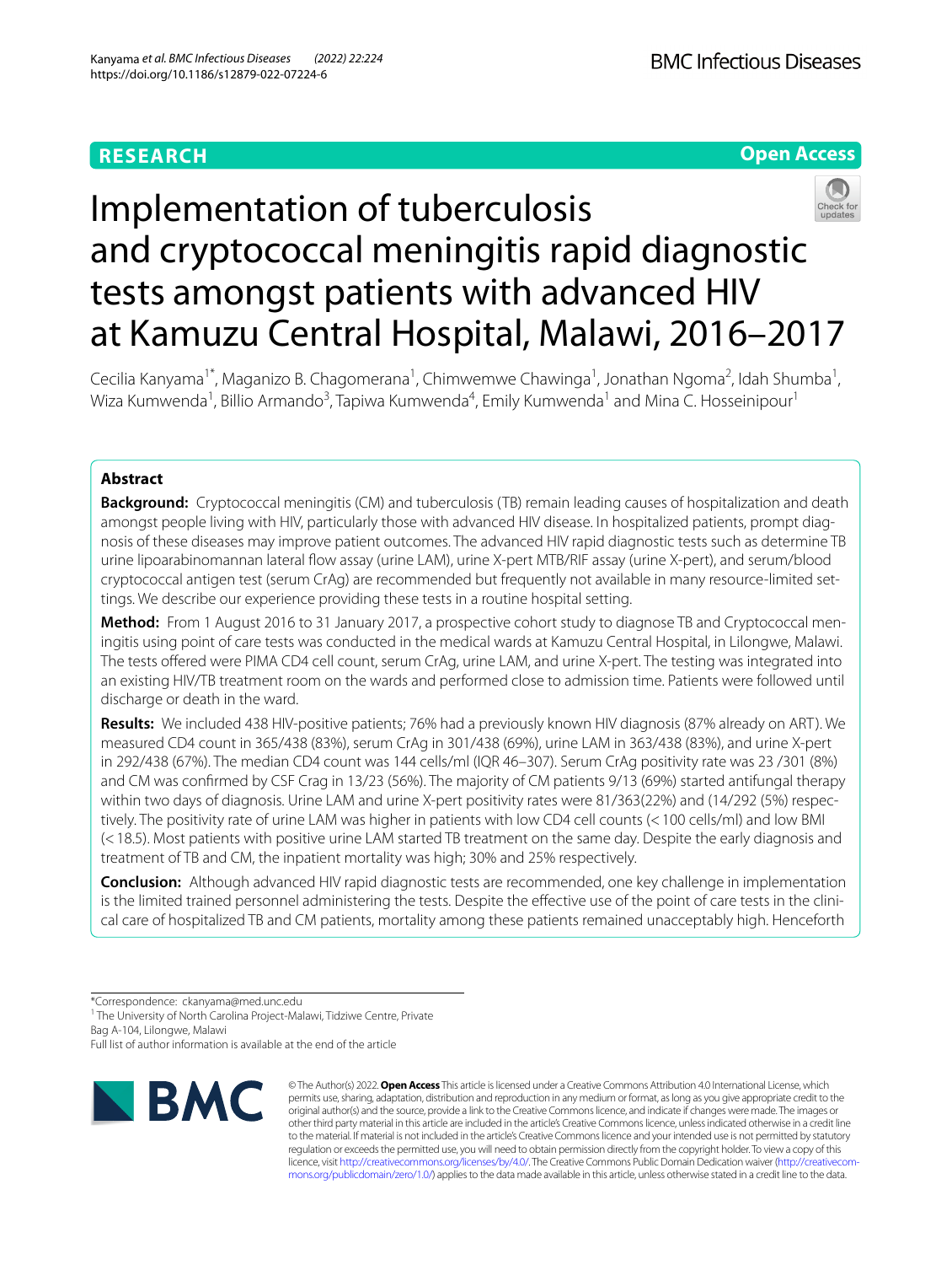RESEARCH

Open Access

# Implementation of tuberculosis and cryptococcal meningitis rapid diagnostic tests amongst patients with advanced HIV at Kamuzu Central Hospital, Malawi, 2016–2017

Cecilia Kanyama[1*], Maganizo B. Chagomerana[1], Chimwemwe Chawinga[1], Jonathan Ngoma[2], Idah Shumba[1], Wiza Kumwenda[1], Billio Armando[3], Tapiwa Kumwenda[4], Emily Kumwenda[1] and Mina C. Hosseinipour[1]

## Abstract

**Background:** Cryptococcal meningitis (CM) and tuberculosis (TB) remain leading causes of hospitalization and death amongst people living with HIV, particularly those with advanced HIV disease. In hospitalized patients, prompt diagnosis of these diseases may improve patient outcomes. The advanced HIV rapid diagnostic tests such as determine TB urine lipoarabinomannan lateral flow assay (urine LAM), urine X-pert MTB/RIF assay (urine X-pert), and serum/blood cryptococcal antigen test (serum CrAg) are recommended but frequently not available in many resource-limited settings. We describe our experience providing these tests in a routine hospital setting.

**Method:** From 1 August 2016 to 31 January 2017, a prospective cohort study to diagnose TB and Cryptococcal meningitis using point of care tests was conducted in the medical wards at Kamuzu Central Hospital, in Lilongwe, Malawi. The tests offered were PIMA CD4 cell count, serum CrAg, urine LAM, and urine X-pert. The testing was integrated into an existing HIV/TB treatment room on the wards and performed close to admission time. Patients were followed until discharge or death in the ward.

**Results:** We included 438 HIV-positive patients; 76% had a previously known HIV diagnosis (87% already on ART). We measured CD4 count in 365/438 (83%), serum CrAg in 301/438 (69%), urine LAM in 363/438 (83%), and urine X-pert in 292/438 (67%). The median CD4 count was 144 cells/ml (IQR 46–307). Serum CrAg positivity rate was 23 /301 (8%) and CM was confirmed by CSF Crag in 13/23 (56%). The majority of CM patients 9/13 (69%) started antifungal therapy within two days of diagnosis. Urine LAM and urine X-pert positivity rates were 81/363(22%) and (14/292 (5%) respectively. The positivity rate of urine LAM was higher in patients with low CD4 cell counts (< 100 cells/ml) and low BMI (< 18.5). Most patients with positive urine LAM started TB treatment on the same day. Despite the early diagnosis and treatment of TB and CM, the inpatient mortality was high; 30% and 25% respectively.

**Conclusion:** Although advanced HIV rapid diagnostic tests are recommended, one key challenge in implementation is the limited trained personnel administering the tests. Despite the effective use of the point of care tests in the clinical care of hospitalized TB and CM patients, mortality among these patients remained unacceptably high. Henceforth

*Correspondence: ckanyama@med.unc.edu

[1] The University of North Carolina Project-Malawi, Tidziwe Centre, Private Bag A-104, Lilongwe, Malawi

Full list of author information is available at the end of the article

© The Author(s) 2022. **Open Access** This article is licensed under a Creative Commons Attribution 4.0 International License, which permits use, sharing, adaptation, distribution and reproduction in any medium or format, as long as you give appropriate credit to the original author(s) and the source, provide a link to the Creative Commons licence, and indicate if changes were made. The images or other third party material in this article are included in the article's Creative Commons licence, unless indicated otherwise in a credit line to the material. If material is not included in the article's Creative Commons licence and your intended use is not permitted by statutory regulation or exceeds the permitted use, you will need to obtain permission directly from the copyright holder. To view a copy of this licence, visit http://creativecommons.org/licenses/by/4.0/. The Creative Commons Public Domain Dedication waiver (http://creativecommons.org/publicdomain/zero/1.0/) applies to the data made available in this article, unless otherwise stated in a credit line to the data.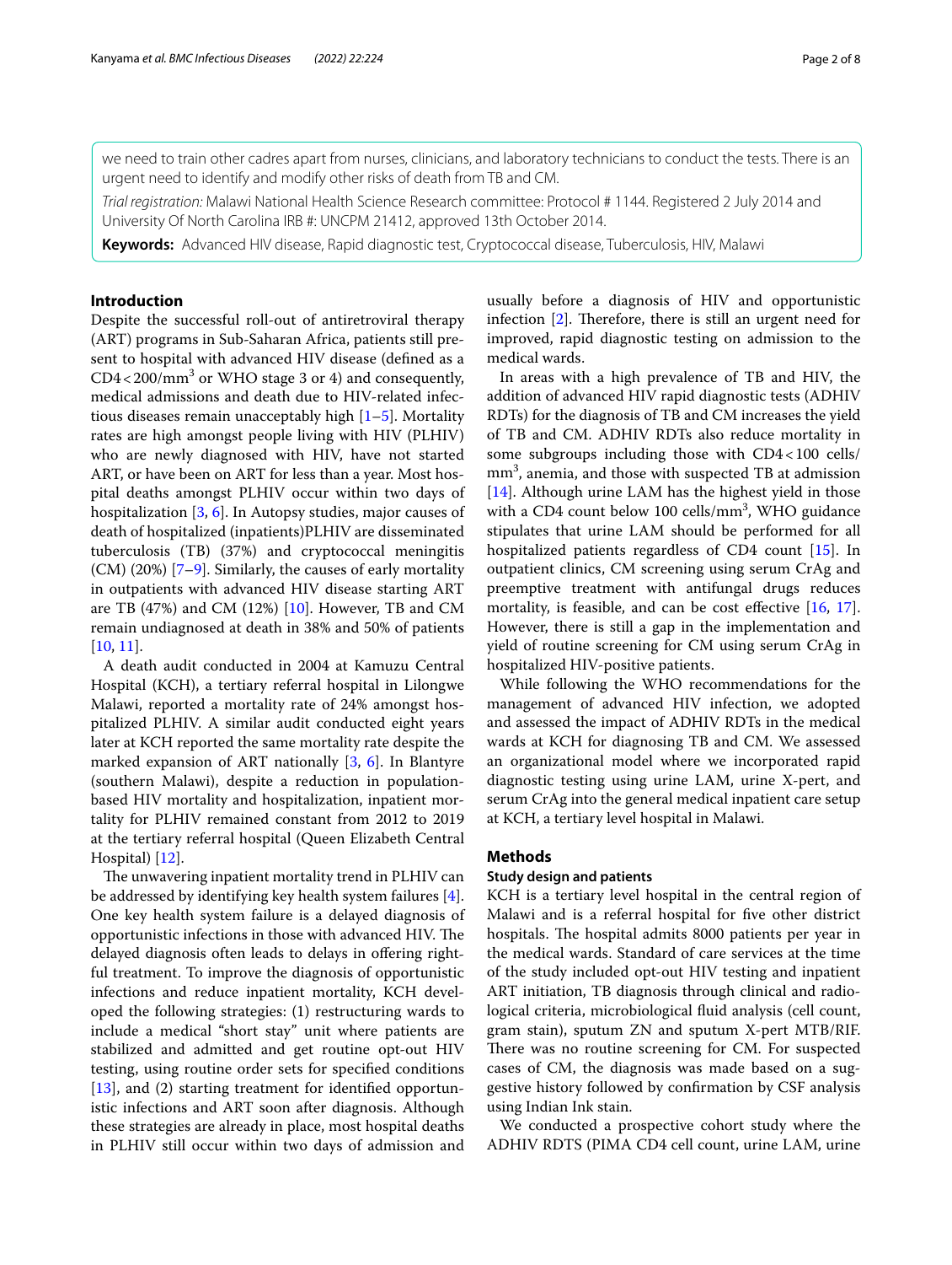we need to train other cadres apart from nurses, clinicians, and laboratory technicians to conduct the tests. There is an urgent need to identify and modify other risks of death from TB and CM.

*Trial registration:* Malawi National Health Science Research committee: Protocol # 1144. Registered 2 July 2014 and University Of North Carolina IRB #: UNCPM 21412, approved 13th October 2014.

**Keywords:** Advanced HIV disease, Rapid diagnostic test, Cryptococcal disease, Tuberculosis, HIV, Malawi

## Introduction

Despite the successful roll-out of antiretroviral therapy (ART) programs in Sub-Saharan Africa, patients still present to hospital with advanced HIV disease (defined as a CD4 < 200/mm$^3$ or WHO stage 3 or 4) and consequently, medical admissions and death due to HIV-related infectious diseases remain unacceptably high [1–5]. Mortality rates are high amongst people living with HIV (PLHIV) who are newly diagnosed with HIV, have not started ART, or have been on ART for less than a year. Most hospital deaths amongst PLHIV occur within two days of hospitalization [3, 6]. In Autopsy studies, major causes of death of hospitalized (inpatients)PLHIV are disseminated tuberculosis (TB) (37%) and cryptococcal meningitis (CM) (20%) [7–9]. Similarly, the causes of early mortality in outpatients with advanced HIV disease starting ART are TB (47%) and CM (12%) [10]. However, TB and CM remain undiagnosed at death in 38% and 50% of patients [10, 11].

A death audit conducted in 2004 at Kamuzu Central Hospital (KCH), a tertiary referral hospital in Lilongwe Malawi, reported a mortality rate of 24% amongst hospitalized PLHIV. A similar audit conducted eight years later at KCH reported the same mortality rate despite the marked expansion of ART nationally [3, 6]. In Blantyre (southern Malawi), despite a reduction in population-based HIV mortality and hospitalization, inpatient mortality for PLHIV remained constant from 2012 to 2019 at the tertiary referral hospital (Queen Elizabeth Central Hospital) [12].

The unwavering inpatient mortality trend in PLHIV can be addressed by identifying key health system failures [4]. One key health system failure is a delayed diagnosis of opportunistic infections in those with advanced HIV. The delayed diagnosis often leads to delays in offering rightful treatment. To improve the diagnosis of opportunistic infections and reduce inpatient mortality, KCH developed the following strategies: (1) restructuring wards to include a medical "short stay" unit where patients are stabilized and admitted and get routine opt-out HIV testing, using routine order sets for specified conditions [13], and (2) starting treatment for identified opportunistic infections and ART soon after diagnosis. Although these strategies are already in place, most hospital deaths in PLHIV still occur within two days of admission and usually before a diagnosis of HIV and opportunistic infection [2]. Therefore, there is still an urgent need for improved, rapid diagnostic testing on admission to the medical wards.

In areas with a high prevalence of TB and HIV, the addition of advanced HIV rapid diagnostic tests (ADHIV RDTs) for the diagnosis of TB and CM increases the yield of TB and CM. ADHIV RDTs also reduce mortality in some subgroups including those with CD4 < 100 cells/mm$^3$, anemia, and those with suspected TB at admission [14]. Although urine LAM has the highest yield in those with a CD4 count below 100 cells/mm$^3$, WHO guidance stipulates that urine LAM should be performed for all hospitalized patients regardless of CD4 count [15]. In outpatient clinics, CM screening using serum CrAg and preemptive treatment with antifungal drugs reduces mortality, is feasible, and can be cost effective [16, 17]. However, there is still a gap in the implementation and yield of routine screening for CM using serum CrAg in hospitalized HIV-positive patients.

While following the WHO recommendations for the management of advanced HIV infection, we adopted and assessed the impact of ADHIV RDTs in the medical wards at KCH for diagnosing TB and CM. We assessed an organizational model where we incorporated rapid diagnostic testing using urine LAM, urine X-pert, and serum CrAg into the general medical inpatient care setup at KCH, a tertiary level hospital in Malawi.

## Methods

### Study design and patients

KCH is a tertiary level hospital in the central region of Malawi and is a referral hospital for five other district hospitals. The hospital admits 8000 patients per year in the medical wards. Standard of care services at the time of the study included opt-out HIV testing and inpatient ART initiation, TB diagnosis through clinical and radiological criteria, microbiological fluid analysis (cell count, gram stain), sputum ZN and sputum X-pert MTB/RIF. There was no routine screening for CM. For suspected cases of CM, the diagnosis was made based on a suggestive history followed by confirmation by CSF analysis using Indian Ink stain.

We conducted a prospective cohort study where the ADHIV RDTS (PIMA CD4 cell count, urine LAM, urine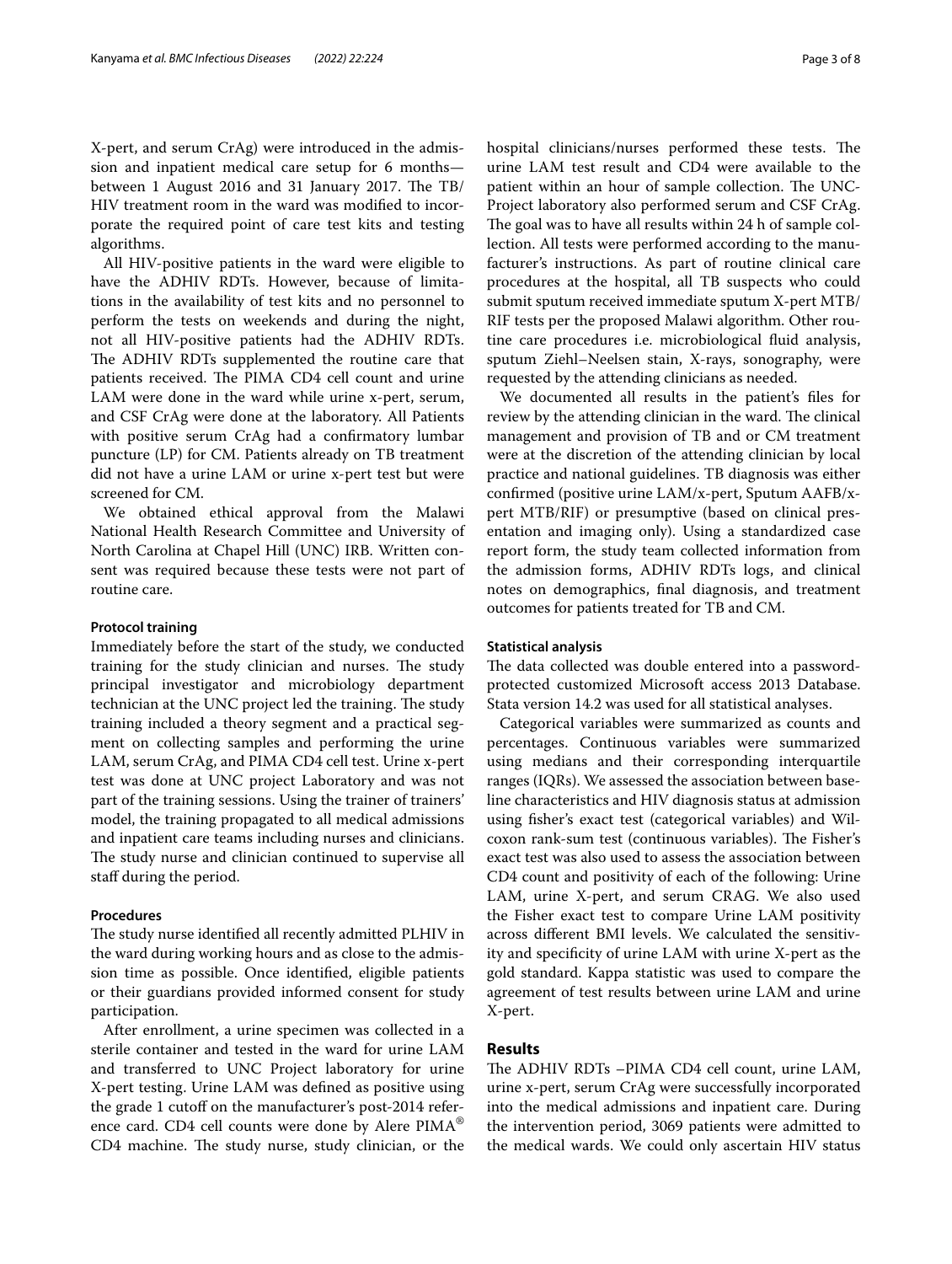X-pert, and serum CrAg) were introduced in the admission and inpatient medical care setup for 6 months—between 1 August 2016 and 31 January 2017. The TB/HIV treatment room in the ward was modified to incorporate the required point of care test kits and testing algorithms.

All HIV-positive patients in the ward were eligible to have the ADHIV RDTs. However, because of limitations in the availability of test kits and no personnel to perform the tests on weekends and during the night, not all HIV-positive patients had the ADHIV RDTs. The ADHIV RDTs supplemented the routine care that patients received. The PIMA CD4 cell count and urine LAM were done in the ward while urine x-pert, serum, and CSF CrAg were done at the laboratory. All Patients with positive serum CrAg had a confirmatory lumbar puncture (LP) for CM. Patients already on TB treatment did not have a urine LAM or urine x-pert test but were screened for CM.

We obtained ethical approval from the Malawi National Health Research Committee and University of North Carolina at Chapel Hill (UNC) IRB. Written consent was required because these tests were not part of routine care.

#### Protocol training

Immediately before the start of the study, we conducted training for the study clinician and nurses. The study principal investigator and microbiology department technician at the UNC project led the training. The study training included a theory segment and a practical segment on collecting samples and performing the urine LAM, serum CrAg, and PIMA CD4 cell test. Urine x-pert test was done at UNC project Laboratory and was not part of the training sessions. Using the trainer of trainers' model, the training propagated to all medical admissions and inpatient care teams including nurses and clinicians. The study nurse and clinician continued to supervise all staff during the period.

#### Procedures

The study nurse identified all recently admitted PLHIV in the ward during working hours and as close to the admission time as possible. Once identified, eligible patients or their guardians provided informed consent for study participation.

After enrollment, a urine specimen was collected in a sterile container and tested in the ward for urine LAM and transferred to UNC Project laboratory for urine X-pert testing. Urine LAM was defined as positive using the grade 1 cutoff on the manufacturer's post-2014 reference card. CD4 cell counts were done by Alere PIMA® CD4 machine. The study nurse, study clinician, or the hospital clinicians/nurses performed these tests. The urine LAM test result and CD4 were available to the patient within an hour of sample collection. The UNC-Project laboratory also performed serum and CSF CrAg. The goal was to have all results within 24 h of sample collection. All tests were performed according to the manufacturer's instructions. As part of routine clinical care procedures at the hospital, all TB suspects who could submit sputum received immediate sputum X-pert MTB/RIF tests per the proposed Malawi algorithm. Other routine care procedures i.e. microbiological fluid analysis, sputum Ziehl–Neelsen stain, X-rays, sonography, were requested by the attending clinicians as needed.

We documented all results in the patient's files for review by the attending clinician in the ward. The clinical management and provision of TB and or CM treatment were at the discretion of the attending clinician by local practice and national guidelines. TB diagnosis was either confirmed (positive urine LAM/x-pert, Sputum AAFB/x-pert MTB/RIF) or presumptive (based on clinical presentation and imaging only). Using a standardized case report form, the study team collected information from the admission forms, ADHIV RDTs logs, and clinical notes on demographics, final diagnosis, and treatment outcomes for patients treated for TB and CM.

#### Statistical analysis

The data collected was double entered into a password-protected customized Microsoft access 2013 Database. Stata version 14.2 was used for all statistical analyses.

Categorical variables were summarized as counts and percentages. Continuous variables were summarized using medians and their corresponding interquartile ranges (IQRs). We assessed the association between baseline characteristics and HIV diagnosis status at admission using fisher's exact test (categorical variables) and Wilcoxon rank-sum test (continuous variables). The Fisher's exact test was also used to assess the association between CD4 count and positivity of each of the following: Urine LAM, urine X-pert, and serum CRAG. We also used the Fisher exact test to compare Urine LAM positivity across different BMI levels. We calculated the sensitivity and specificity of urine LAM with urine X-pert as the gold standard. Kappa statistic was used to compare the agreement of test results between urine LAM and urine X-pert.

## Results

The ADHIV RDTs –PIMA CD4 cell count, urine LAM, urine x-pert, serum CrAg were successfully incorporated into the medical admissions and inpatient care. During the intervention period, 3069 patients were admitted to the medical wards. We could only ascertain HIV status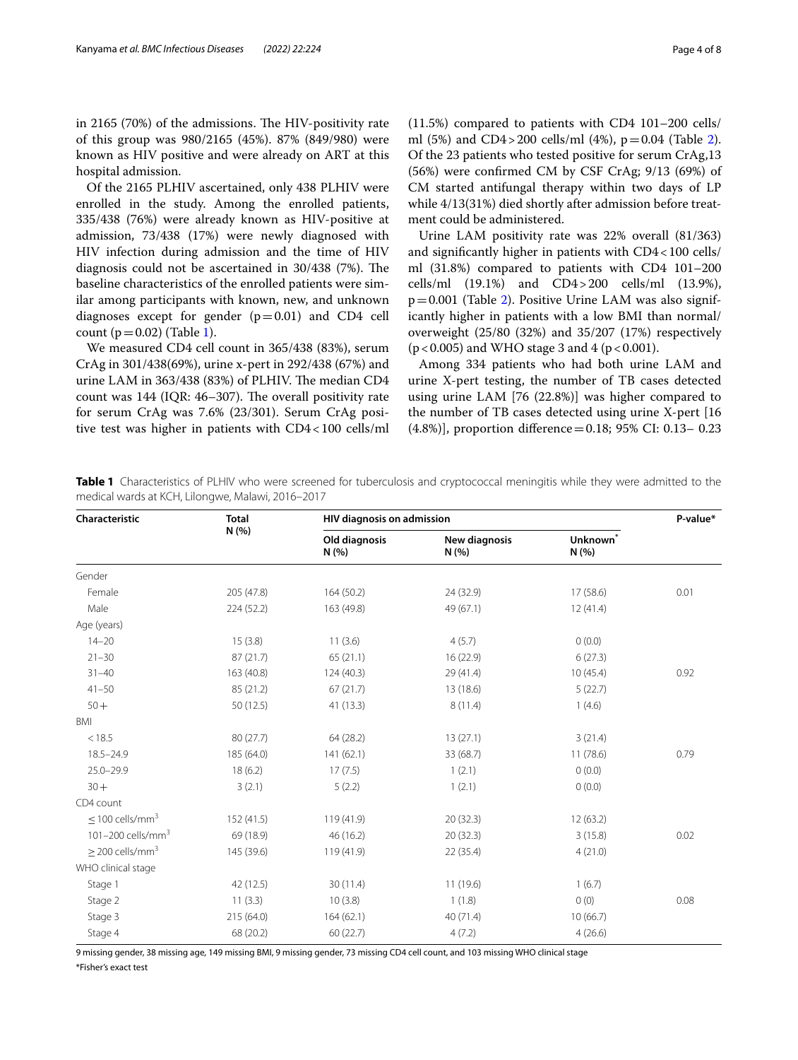in 2165 (70%) of the admissions. The HIV-positivity rate of this group was 980/2165 (45%). 87% (849/980) were known as HIV positive and were already on ART at this hospital admission.

Of the 2165 PLHIV ascertained, only 438 PLHIV were enrolled in the study. Among the enrolled patients, 335/438 (76%) were already known as HIV-positive at admission, 73/438 (17%) were newly diagnosed with HIV infection during admission and the time of HIV diagnosis could not be ascertained in 30/438 (7%). The baseline characteristics of the enrolled patients were similar among participants with known, new, and unknown diagnoses except for gender ($p = 0.01$) and CD4 cell count ($p = 0.02$) (Table 1).

We measured CD4 cell count in 365/438 (83%), serum CrAg in 301/438(69%), urine x-pert in 292/438 (67%) and urine LAM in 363/438 (83%) of PLHIV. The median CD4 count was 144 (IQR: 46–307). The overall positivity rate for serum CrAg was 7.6% (23/301). Serum CrAg positive test was higher in patients with CD4 < 100 cells/ml (11.5%) compared to patients with CD4 101–200 cells/ml (5%) and CD4 > 200 cells/ml (4%), $p = 0.04$ (Table 2). Of the 23 patients who tested positive for serum CrAg,13 (56%) were confirmed CM by CSF CrAg; 9/13 (69%) of CM started antifungal therapy within two days of LP while 4/13(31%) died shortly after admission before treatment could be administered.

Urine LAM positivity rate was 22% overall (81/363) and significantly higher in patients with CD4 < 100 cells/ml (31.8%) compared to patients with CD4 101–200 cells/ml (19.1%) and CD4 > 200 cells/ml (13.9%), $p = 0.001$ (Table 2). Positive Urine LAM was also significantly higher in patients with a low BMI than normal/overweight (25/80 (32%) and 35/207 (17%) respectively ($p < 0.005$) and WHO stage 3 and 4 ($p < 0.001$).

Among 334 patients who had both urine LAM and urine X-pert testing, the number of TB cases detected using urine LAM [76 (22.8%)] was higher compared to the number of TB cases detected using urine X-pert [16 (4.8%)], proportion difference = 0.18; 95% CI: 0.13– 0.23

**Table 1** Characteristics of PLHIV who were screened for tuberculosis and cryptococcal meningitis while they were admitted to the medical wards at KCH, Lilongwe, Malawi, 2016–2017

| Characteristic | Total N (%) | HIV diagnosis on admission | | | P-value* |
|---|---|---|---|---|---|
| | | Old diagnosis N (%) | New diagnosis N (%) | Unknown* N (%) | |
| Gender | | | | | |
| Female | 205 (47.8) | 164 (50.2) | 24 (32.9) | 17 (58.6) | 0.01 |
| Male | 224 (52.2) | 163 (49.8) | 49 (67.1) | 12 (41.4) | |
| Age (years) | | | | | |
| 14–20 | 15 (3.8) | 11 (3.6) | 4 (5.7) | 0 (0.0) | |
| 21–30 | 87 (21.7) | 65 (21.1) | 16 (22.9) | 6 (27.3) | |
| 31–40 | 163 (40.8) | 124 (40.3) | 29 (41.4) | 10 (45.4) | 0.92 |
| 41–50 | 85 (21.2) | 67 (21.7) | 13 (18.6) | 5 (22.7) | |
| 50+ | 50 (12.5) | 41 (13.3) | 8 (11.4) | 1 (4.6) | |
| BMI | | | | | |
| < 18.5 | 80 (27.7) | 64 (28.2) | 13 (27.1) | 3 (21.4) | |
| 18.5–24.9 | 185 (64.0) | 141 (62.1) | 33 (68.7) | 11 (78.6) | 0.79 |
| 25.0–29.9 | 18 (6.2) | 17 (7.5) | 1 (2.1) | 0 (0.0) | |
| 30+ | 3 (2.1) | 5 (2.2) | 1 (2.1) | 0 (0.0) | |
| CD4 count | | | | | |
| ≤ 100 cells/mm$^3$ | 152 (41.5) | 119 (41.9) | 20 (32.3) | 12 (63.2) | |
| 101–200 cells/mm$^3$ | 69 (18.9) | 46 (16.2) | 20 (32.3) | 3 (15.8) | 0.02 |
| ≥ 200 cells/mm$^3$ | 145 (39.6) | 119 (41.9) | 22 (35.4) | 4 (21.0) | |
| WHO clinical stage | | | | | |
| Stage 1 | 42 (12.5) | 30 (11.4) | 11 (19.6) | 1 (6.7) | |
| Stage 2 | 11 (3.3) | 10 (3.8) | 1 (1.8) | 0 (0) | 0.08 |
| Stage 3 | 215 (64.0) | 164 (62.1) | 40 (71.4) | 10 (66.7) | |
| Stage 4 | 68 (20.2) | 60 (22.7) | 4 (7.2) | 4 (26.6) | |

9 missing gender, 38 missing age, 149 missing BMI, 9 missing gender, 73 missing CD4 cell count, and 103 missing WHO clinical stage

*Fisher's exact test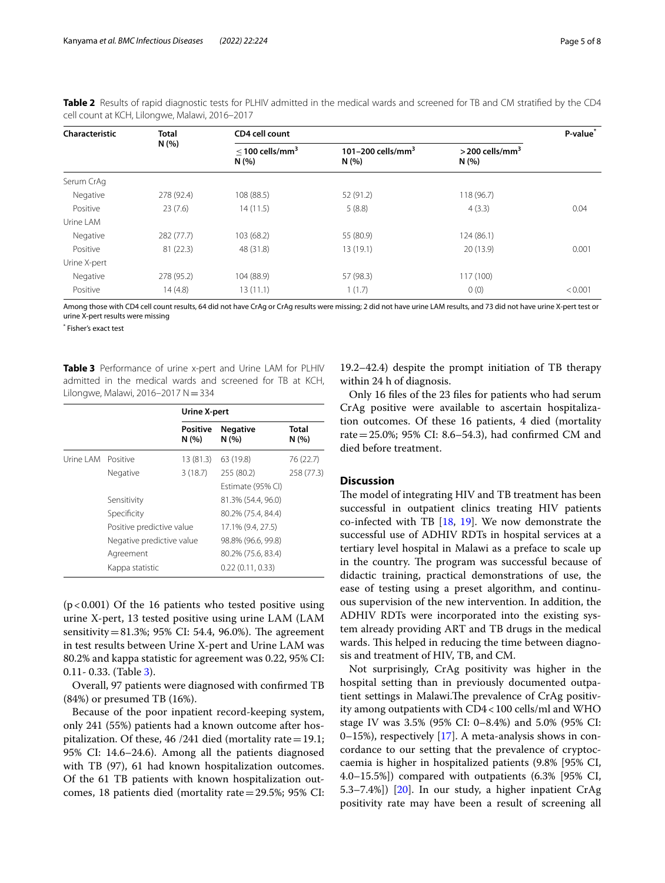**Table 2** Results of rapid diagnostic tests for PLHIV admitted in the medical wards and screened for TB and CM stratified by the CD4 cell count at KCH, Lilongwe, Malawi, 2016–2017

| Characteristic | Total N (%) | CD4 cell count | | | P-value* |
|---|---|---|---|---|---|
| | | ≤ 100 cells/mm$^3$ N (%) | 101–200 cells/mm$^3$ N (%) | > 200 cells/mm$^3$ N (%) | |
| Serum CrAg | | | | | |
| Negative | 278 (92.4) | 108 (88.5) | 52 (91.2) | 118 (96.7) | |
| Positive | 23 (7.6) | 14 (11.5) | 5 (8.8) | 4 (3.3) | 0.04 |
| Urine LAM | | | | | |
| Negative | 282 (77.7) | 103 (68.2) | 55 (80.9) | 124 (86.1) | |
| Positive | 81 (22.3) | 48 (31.8) | 13 (19.1) | 20 (13.9) | 0.001 |
| Urine X-pert | | | | | |
| Negative | 278 (95.2) | 104 (88.9) | 57 (98.3) | 117 (100) | |
| Positive | 14 (4.8) | 13 (11.1) | 1 (1.7) | 0 (0) | < 0.001 |

Among those with CD4 cell count results, 64 did not have CrAg or CrAg results were missing; 2 did not have urine LAM results, and 73 did not have urine X-pert test or urine X-pert results were missing

* Fisher's exact test

**Table 3** Performance of urine x-pert and Urine LAM for PLHIV admitted in the medical wards and screened for TB at KCH, Lilongwe, Malawi, 2016–2017 N = 334

| | | Urine X-pert | | |
|---|---|---|---|---|
| | | Positive N (%) | Negative N (%) | Total N (%) |
| Urine LAM | Positive | 13 (81.3) | 63 (19.8) | 76 (22.7) |
| | Negative | 3 (18.7) | 255 (80.2) | 258 (77.3) |
| | | | Estimate (95% CI) | |
| | Sensitivity | | 81.3% (54.4, 96.0) | |
| | Specificity | | 80.2% (75.4, 84.4) | |
| | Positive predictive value | | 17.1% (9.4, 27.5) | |
| | Negative predictive value | | 98.8% (96.6, 99.8) | |
| | Agreement | | 80.2% (75.6, 83.4) | |
| | Kappa statistic | | 0.22 (0.11, 0.33) | |

($p < 0.001$) Of the 16 patients who tested positive using urine X-pert, 13 tested positive using urine LAM (LAM sensitivity = 81.3%; 95% CI: 54.4, 96.0%). The agreement in test results between Urine X-pert and Urine LAM was 80.2% and kappa statistic for agreement was 0.22, 95% CI: 0.11- 0.33. (Table 3).

Overall, 97 patients were diagnosed with confirmed TB (84%) or presumed TB (16%).

Because of the poor inpatient record-keeping system, only 241 (55%) patients had a known outcome after hospitalization. Of these, 46 /241 died (mortality rate = 19.1; 95% CI: 14.6–24.6). Among all the patients diagnosed with TB (97), 61 had known hospitalization outcomes. Of the 61 TB patients with known hospitalization outcomes, 18 patients died (mortality rate = 29.5%; 95% CI: 19.2–42.4) despite the prompt initiation of TB therapy within 24 h of diagnosis.

Only 16 files of the 23 files for patients who had serum CrAg positive were available to ascertain hospitalization outcomes. Of these 16 patients, 4 died (mortality rate = 25.0%; 95% CI: 8.6–54.3), had confirmed CM and died before treatment.

## Discussion

The model of integrating HIV and TB treatment has been successful in outpatient clinics treating HIV patients co-infected with TB [18, 19]. We now demonstrate the successful use of ADHIV RDTs in hospital services at a tertiary level hospital in Malawi as a preface to scale up in the country. The program was successful because of didactic training, practical demonstrations of use, the ease of testing using a preset algorithm, and continuous supervision of the new intervention. In addition, the ADHIV RDTs were incorporated into the existing system already providing ART and TB drugs in the medical wards. This helped in reducing the time between diagnosis and treatment of HIV, TB, and CM.

Not surprisingly, CrAg positivity was higher in the hospital setting than in previously documented outpatient settings in Malawi.The prevalence of CrAg positivity among outpatients with CD4 < 100 cells/ml and WHO stage IV was 3.5% (95% CI: 0–8.4%) and 5.0% (95% CI: 0–15%), respectively [17]. A meta-analysis shows in concordance to our setting that the prevalence of cryptoccaemia is higher in hospitalized patients (9.8% [95% CI, 4.0–15.5%]) compared with outpatients (6.3% [95% CI, 5.3–7.4%]) [20]. In our study, a higher inpatient CrAg positivity rate may have been a result of screening all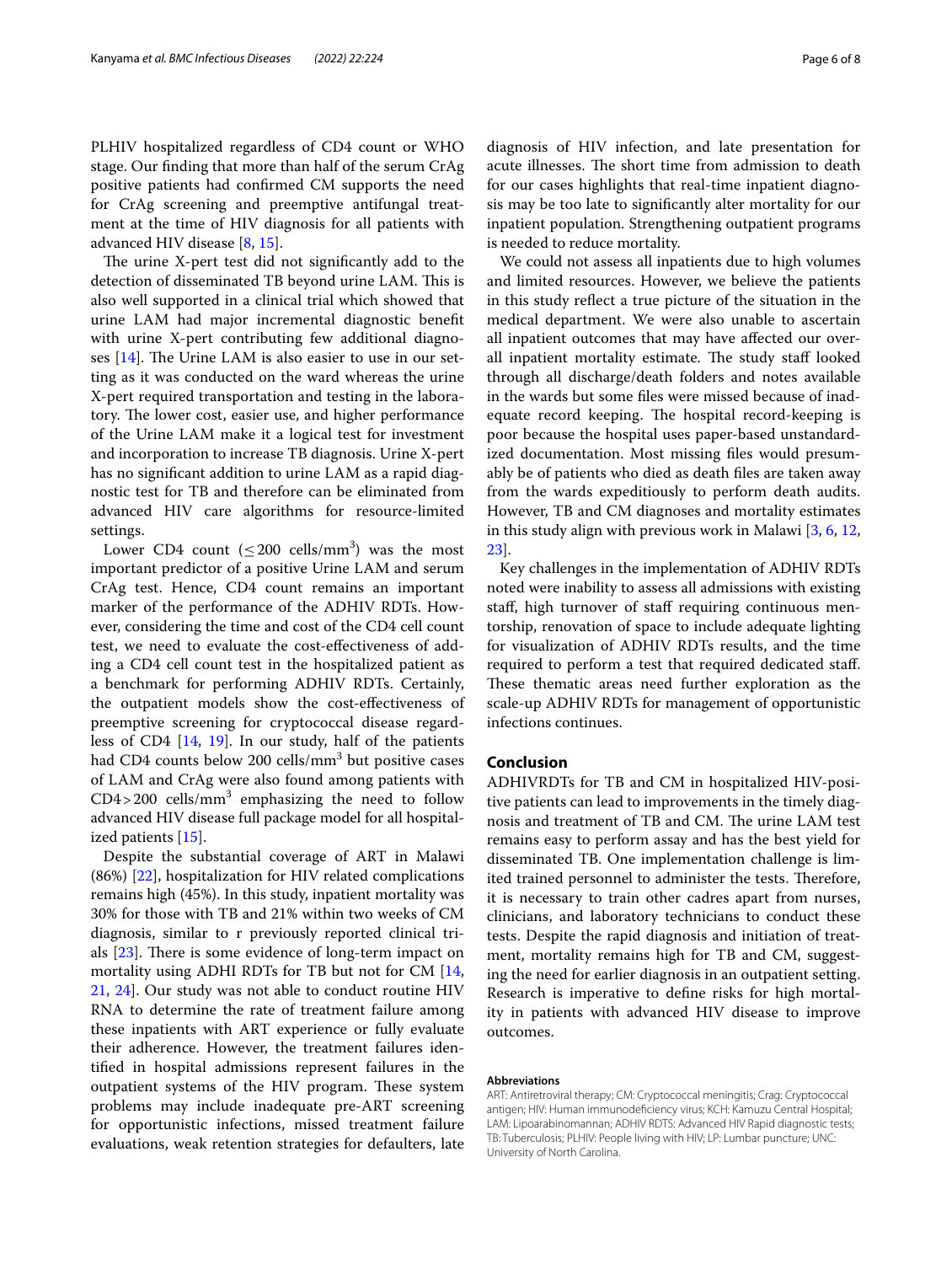PLHIV hospitalized regardless of CD4 count or WHO stage. Our finding that more than half of the serum CrAg positive patients had confirmed CM supports the need for CrAg screening and preemptive antifungal treatment at the time of HIV diagnosis for all patients with advanced HIV disease [8, 15].

The urine X-pert test did not significantly add to the detection of disseminated TB beyond urine LAM. This is also well supported in a clinical trial which showed that urine LAM had major incremental diagnostic benefit with urine X-pert contributing few additional diagnoses [14]. The Urine LAM is also easier to use in our setting as it was conducted on the ward whereas the urine X-pert required transportation and testing in the laboratory. The lower cost, easier use, and higher performance of the Urine LAM make it a logical test for investment and incorporation to increase TB diagnosis. Urine X-pert has no significant addition to urine LAM as a rapid diagnostic test for TB and therefore can be eliminated from advanced HIV care algorithms for resource-limited settings.

Lower CD4 count ($\leq$200 cells/mm$^3$) was the most important predictor of a positive Urine LAM and serum CrAg test. Hence, CD4 count remains an important marker of the performance of the ADHIV RDTs. However, considering the time and cost of the CD4 cell count test, we need to evaluate the cost-effectiveness of adding a CD4 cell count test in the hospitalized patient as a benchmark for performing ADHIV RDTs. Certainly, the outpatient models show the cost-effectiveness of preemptive screening for cryptococcal disease regardless of CD4 [14, 19]. In our study, half of the patients had CD4 counts below 200 cells/mm$^3$ but positive cases of LAM and CrAg were also found among patients with CD4 > 200 cells/mm$^3$ emphasizing the need to follow advanced HIV disease full package model for all hospitalized patients [15].

Despite the substantial coverage of ART in Malawi (86%) [22], hospitalization for HIV related complications remains high (45%). In this study, inpatient mortality was 30% for those with TB and 21% within two weeks of CM diagnosis, similar to r previously reported clinical trials [23]. There is some evidence of long-term impact on mortality using ADHI RDTs for TB but not for CM [14, 21, 24]. Our study was not able to conduct routine HIV RNA to determine the rate of treatment failure among these inpatients with ART experience or fully evaluate their adherence. However, the treatment failures identified in hospital admissions represent failures in the outpatient systems of the HIV program. These system problems may include inadequate pre-ART screening for opportunistic infections, missed treatment failure evaluations, weak retention strategies for defaulters, late diagnosis of HIV infection, and late presentation for acute illnesses. The short time from admission to death for our cases highlights that real-time inpatient diagnosis may be too late to significantly alter mortality for our inpatient population. Strengthening outpatient programs is needed to reduce mortality.

We could not assess all inpatients due to high volumes and limited resources. However, we believe the patients in this study reflect a true picture of the situation in the medical department. We were also unable to ascertain all inpatient outcomes that may have affected our overall inpatient mortality estimate. The study staff looked through all discharge/death folders and notes available in the wards but some files were missed because of inadequate record keeping. The hospital record-keeping is poor because the hospital uses paper-based unstandardized documentation. Most missing files would presumably be of patients who died as death files are taken away from the wards expeditiously to perform death audits. However, TB and CM diagnoses and mortality estimates in this study align with previous work in Malawi [3, 6, 12, 23].

Key challenges in the implementation of ADHIV RDTs noted were inability to assess all admissions with existing staff, high turnover of staff requiring continuous mentorship, renovation of space to include adequate lighting for visualization of ADHIV RDTs results, and the time required to perform a test that required dedicated staff. These thematic areas need further exploration as the scale-up ADHIV RDTs for management of opportunistic infections continues.

## Conclusion

ADHIVRDTs for TB and CM in hospitalized HIV-positive patients can lead to improvements in the timely diagnosis and treatment of TB and CM. The urine LAM test remains easy to perform assay and has the best yield for disseminated TB. One implementation challenge is limited trained personnel to administer the tests. Therefore, it is necessary to train other cadres apart from nurses, clinicians, and laboratory technicians to conduct these tests. Despite the rapid diagnosis and initiation of treatment, mortality remains high for TB and CM, suggesting the need for earlier diagnosis in an outpatient setting. Research is imperative to define risks for high mortality in patients with advanced HIV disease to improve outcomes.

#### Abbreviations

ART: Antiretroviral therapy; CM: Cryptococcal meningitis; Crag: Cryptococcal antigen; HIV: Human immunodeficiency virus; KCH: Kamuzu Central Hospital; LAM: Lipoarabinomannan; ADHIV RDTS: Advanced HIV Rapid diagnostic tests; TB: Tuberculosis; PLHIV: People living with HIV; LP: Lumbar puncture; UNC: University of North Carolina.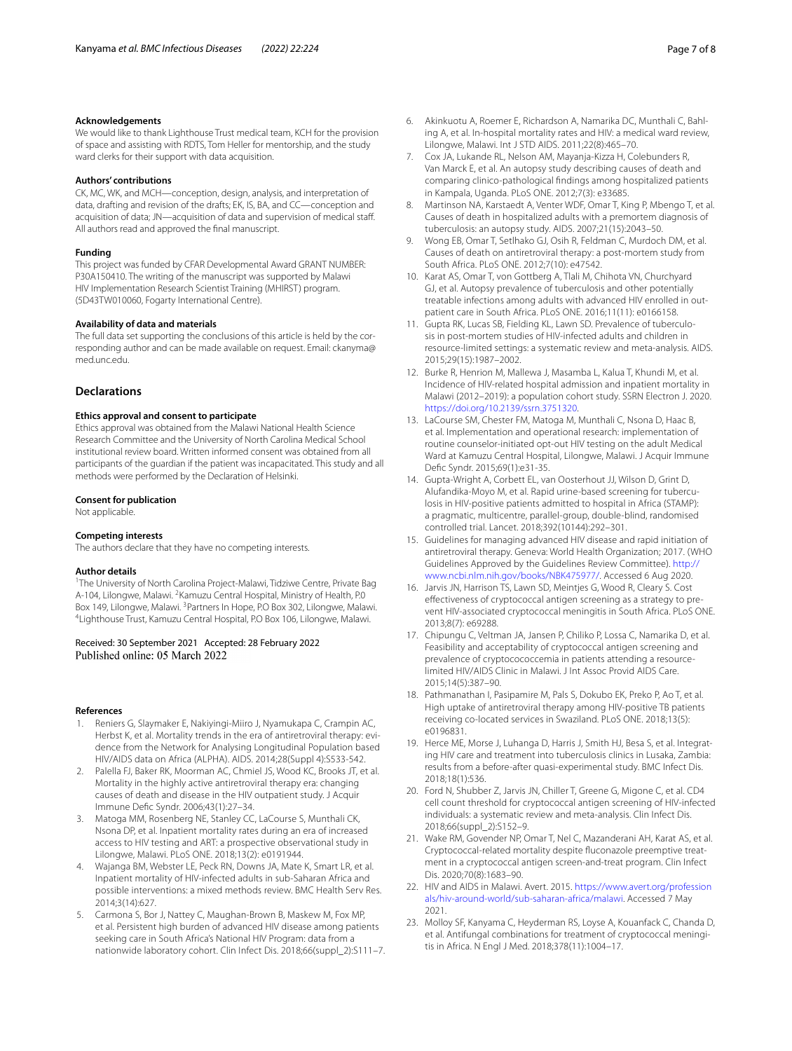### Acknowledgements

We would like to thank Lighthouse Trust medical team, KCH for the provision of space and assisting with RDTS, Tom Heller for mentorship, and the study ward clerks for their support with data acquisition.

### Authors' contributions

CK, MC, WK, and MCH—conception, design, analysis, and interpretation of data, drafting and revision of the drafts; EK, IS, BA, and CC—conception and acquisition of data; JN—acquisition of data and supervision of medical staff. All authors read and approved the final manuscript.

### Funding

This project was funded by CFAR Developmental Award GRANT NUMBER: P30A150410. The writing of the manuscript was supported by Malawi HIV Implementation Research Scientist Training (MHIRST) program. (5D43TW010060, Fogarty International Centre).

### Availability of data and materials

The full data set supporting the conclusions of this article is held by the corresponding author and can be made available on request. Email: ckanyma@med.unc.edu.

## Declarations

### Ethics approval and consent to participate

Ethics approval was obtained from the Malawi National Health Science Research Committee and the University of North Carolina Medical School institutional review board. Written informed consent was obtained from all participants of the guardian if the patient was incapacitated. This study and all methods were performed by the Declaration of Helsinki.

### Consent for publication

Not applicable.

### Competing interests

The authors declare that they have no competing interests.

### Author details

[1]The University of North Carolina Project-Malawi, Tidziwe Centre, Private Bag A-104, Lilongwe, Malawi. [2]Kamuzu Central Hospital, Ministry of Health, P.0 Box 149, Lilongwe, Malawi. [3]Partners In Hope, P.O Box 302, Lilongwe, Malawi. [4]Lighthouse Trust, Kamuzu Central Hospital, P.O Box 106, Lilongwe, Malawi.

Received: 30 September 2021 Accepted: 28 February 2022
Published online: 05 March 2022

### References

1. Reniers G, Slaymaker E, Nakiyingi-Miiro J, Nyamukapa C, Crampin AC, Herbst K, et al. Mortality trends in the era of antiretroviral therapy: evidence from the Network for Analysing Longitudinal Population based HIV/AIDS data on Africa (ALPHA). AIDS. 2014;28(Suppl 4):S533-542.
2. Palella FJ, Baker RK, Moorman AC, Chmiel JS, Wood KC, Brooks JT, et al. Mortality in the highly active antiretroviral therapy era: changing causes of death and disease in the HIV outpatient study. J Acquir Immune Defic Syndr. 2006;43(1):27–34.
3. Matoga MM, Rosenberg NE, Stanley CC, LaCourse S, Munthali CK, Nsona DP, et al. Inpatient mortality rates during an era of increased access to HIV testing and ART: a prospective observational study in Lilongwe, Malawi. PLoS ONE. 2018;13(2): e0191944.
4. Wajanga BM, Webster LE, Peck RN, Downs JA, Mate K, Smart LR, et al. Inpatient mortality of HIV-infected adults in sub-Saharan Africa and possible interventions: a mixed methods review. BMC Health Serv Res. 2014;3(14):627.
5. Carmona S, Bor J, Nattey C, Maughan-Brown B, Maskew M, Fox MP, et al. Persistent high burden of advanced HIV disease among patients seeking care in South Africa's National HIV Program: data from a nationwide laboratory cohort. Clin Infect Dis. 2018;66(suppl_2):S111–7.
6. Akinkuotu A, Roemer E, Richardson A, Namarika DC, Munthali C, Bahling A, et al. In-hospital mortality rates and HIV: a medical ward review, Lilongwe, Malawi. Int J STD AIDS. 2011;22(8):465–70.
7. Cox JA, Lukande RL, Nelson AM, Mayanja-Kizza H, Colebunders R, Van Marck E, et al. An autopsy study describing causes of death and comparing clinico-pathological findings among hospitalized patients in Kampala, Uganda. PLoS ONE. 2012;7(3): e33685.
8. Martinson NA, Karstaedt A, Venter WDF, Omar T, King P, Mbengo T, et al. Causes of death in hospitalized adults with a premortem diagnosis of tuberculosis: an autopsy study. AIDS. 2007;21(15):2043–50.
9. Wong EB, Omar T, Setlhako GJ, Osih R, Feldman C, Murdoch DM, et al. Causes of death on antiretroviral therapy: a post-mortem study from South Africa. PLoS ONE. 2012;7(10): e47542.
10. Karat AS, Omar T, von Gottberg A, Tlali M, Chihota VN, Churchyard GJ, et al. Autopsy prevalence of tuberculosis and other potentially treatable infections among adults with advanced HIV enrolled in outpatient care in South Africa. PLoS ONE. 2016;11(11): e0166158.
11. Gupta RK, Lucas SB, Fielding KL, Lawn SD. Prevalence of tuberculosis in post-mortem studies of HIV-infected adults and children in resource-limited settings: a systematic review and meta-analysis. AIDS. 2015;29(15):1987–2002.
12. Burke R, Henrion M, Mallewa J, Masamba L, Kalua T, Khundi M, et al. Incidence of HIV-related hospital admission and inpatient mortality in Malawi (2012–2019): a population cohort study. SSRN Electron J. 2020. https://doi.org/10.2139/ssrn.3751320.
13. LaCourse SM, Chester FM, Matoga M, Munthali C, Nsona D, Haac B, et al. Implementation and operational research: implementation of routine counselor-initiated opt-out HIV testing on the adult Medical Ward at Kamuzu Central Hospital, Lilongwe, Malawi. J Acquir Immune Defic Syndr. 2015;69(1):e31-35.
14. Gupta-Wright A, Corbett EL, van Oosterhout JJ, Wilson D, Grint D, Alufandika-Moyo M, et al. Rapid urine-based screening for tuberculosis in HIV-positive patients admitted to hospital in Africa (STAMP): a pragmatic, multicentre, parallel-group, double-blind, randomised controlled trial. Lancet. 2018;392(10144):292–301.
15. Guidelines for managing advanced HIV disease and rapid initiation of antiretroviral therapy. Geneva: World Health Organization; 2017. (WHO Guidelines Approved by the Guidelines Review Committee). http://www.ncbi.nlm.nih.gov/books/NBK475977/. Accessed 6 Aug 2020.
16. Jarvis JN, Harrison TS, Lawn SD, Meintjes G, Wood R, Cleary S. Cost effectiveness of cryptococcal antigen screening as a strategy to prevent HIV-associated cryptococcal meningitis in South Africa. PLoS ONE. 2013;8(7): e69288.
17. Chipungu C, Veltman JA, Jansen P, Chiliko P, Lossa C, Namarika D, et al. Feasibility and acceptability of cryptococcal antigen screening and prevalence of cryptocococcemia in patients attending a resource-limited HIV/AIDS Clinic in Malawi. J Int Assoc Provid AIDS Care. 2015;14(5):387–90.
18. Pathmanathan I, Pasipamire M, Pals S, Dokubo EK, Preko P, Ao T, et al. High uptake of antiretroviral therapy among HIV-positive TB patients receiving co-located services in Swaziland. PLoS ONE. 2018;13(5): e0196831.
19. Herce ME, Morse J, Luhanga D, Harris J, Smith HJ, Besa S, et al. Integrating HIV care and treatment into tuberculosis clinics in Lusaka, Zambia: results from a before-after quasi-experimental study. BMC Infect Dis. 2018;18(1):536.
20. Ford N, Shubber Z, Jarvis JN, Chiller T, Greene G, Migone C, et al. CD4 cell count threshold for cryptococcal antigen screening of HIV-infected individuals: a systematic review and meta-analysis. Clin Infect Dis. 2018;66(suppl_2):S152–9.
21. Wake RM, Govender NP, Omar T, Nel C, Mazanderani AH, Karat AS, et al. Cryptococcal-related mortality despite fluconazole preemptive treatment in a cryptococcal antigen screen-and-treat program. Clin Infect Dis. 2020;70(8):1683–90.
22. HIV and AIDS in Malawi. Avert. 2015. https://www.avert.org/professionals/hiv-around-world/sub-saharan-africa/malawi. Accessed 7 May 2021.
23. Molloy SF, Kanyama C, Heyderman RS, Loyse A, Kouanfack C, Chanda D, et al. Antifungal combinations for treatment of cryptococcal meningitis in Africa. N Engl J Med. 2018;378(11):1004–17.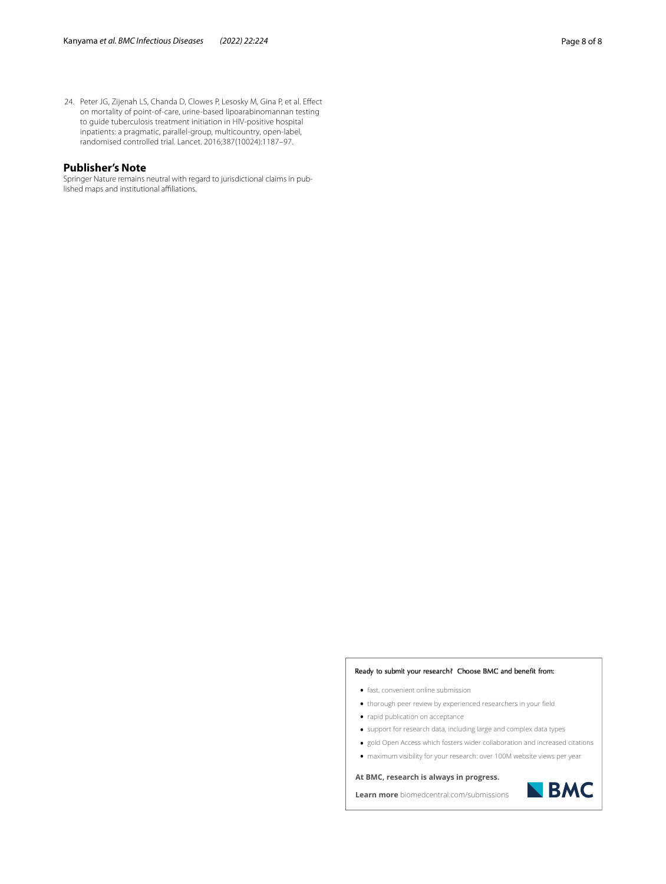24. Peter JG, Zijenah LS, Chanda D, Clowes P, Lesosky M, Gina P, et al. Effect on mortality of point-of-care, urine-based lipoarabinomannan testing to guide tuberculosis treatment initiation in HIV-positive hospital inpatients: a pragmatic, parallel-group, multicountry, open-label, randomised controlled trial. Lancet. 2016;387(10024):1187–97.

## Publisher's Note

Springer Nature remains neutral with regard to jurisdictional claims in published maps and institutional affiliations.

Ready to submit your research? Choose BMC and benefit from:

- fast, convenient online submission
- thorough peer review by experienced researchers in your field
- rapid publication on acceptance
- support for research data, including large and complex data types
- gold Open Access which fosters wider collaboration and increased citations
- maximum visibility for your research: over 100M website views per year

**At BMC, research is always in progress.**

**Learn more** biomedcentral.com/submissions

BMC